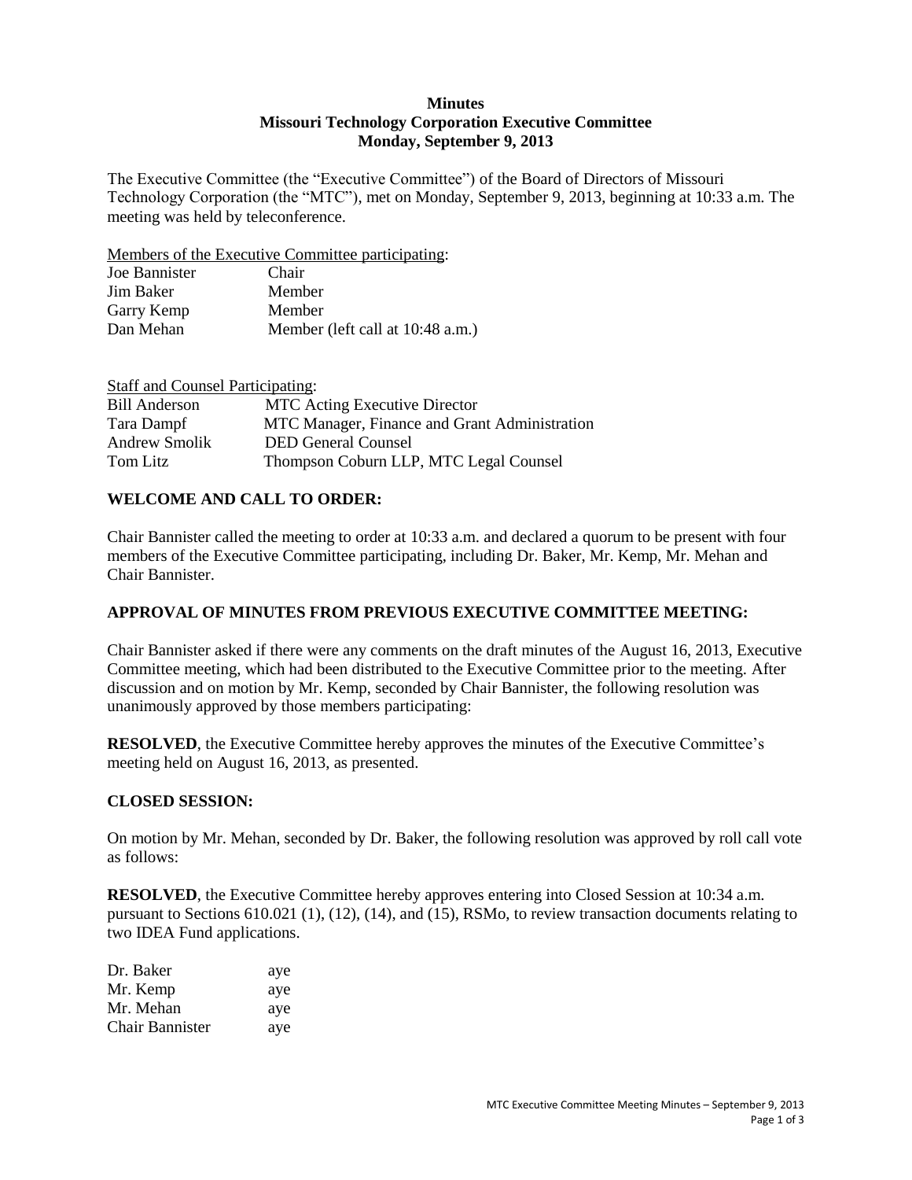**Minutes**
**Missouri Technology Corporation Executive Committee**
**Monday, September 9, 2013**

The Executive Committee (the "Executive Committee") of the Board of Directors of Missouri Technology Corporation (the "MTC"), met on Monday, September 9, 2013, beginning at 10:33 a.m. The meeting was held by teleconference.

Members of the Executive Committee participating:

| | |
|---|---|
| Joe Bannister | Chair |
| Jim Baker | Member |
| Garry Kemp | Member |
| Dan Mehan | Member (left call at 10:48 a.m.) |

Staff and Counsel Participating:

| | |
|---|---|
| Bill Anderson | MTC Acting Executive Director |
| Tara Dampf | MTC Manager, Finance and Grant Administration |
| Andrew Smolik | DED General Counsel |
| Tom Litz | Thompson Coburn LLP, MTC Legal Counsel |

**WELCOME AND CALL TO ORDER:**

Chair Bannister called the meeting to order at 10:33 a.m. and declared a quorum to be present with four members of the Executive Committee participating, including Dr. Baker, Mr. Kemp, Mr. Mehan and Chair Bannister.

**APPROVAL OF MINUTES FROM PREVIOUS EXECUTIVE COMMITTEE MEETING:**

Chair Bannister asked if there were any comments on the draft minutes of the August 16, 2013, Executive Committee meeting, which had been distributed to the Executive Committee prior to the meeting. After discussion and on motion by Mr. Kemp, seconded by Chair Bannister, the following resolution was unanimously approved by those members participating:

**RESOLVED**, the Executive Committee hereby approves the minutes of the Executive Committee's meeting held on August 16, 2013, as presented.

**CLOSED SESSION:**

On motion by Mr. Mehan, seconded by Dr. Baker, the following resolution was approved by roll call vote as follows:

**RESOLVED**, the Executive Committee hereby approves entering into Closed Session at 10:34 a.m. pursuant to Sections 610.021 (1), (12), (14), and (15), RSMo, to review transaction documents relating to two IDEA Fund applications.

| | |
|---|---|
| Dr. Baker | aye |
| Mr. Kemp | aye |
| Mr. Mehan | aye |
| Chair Bannister | aye |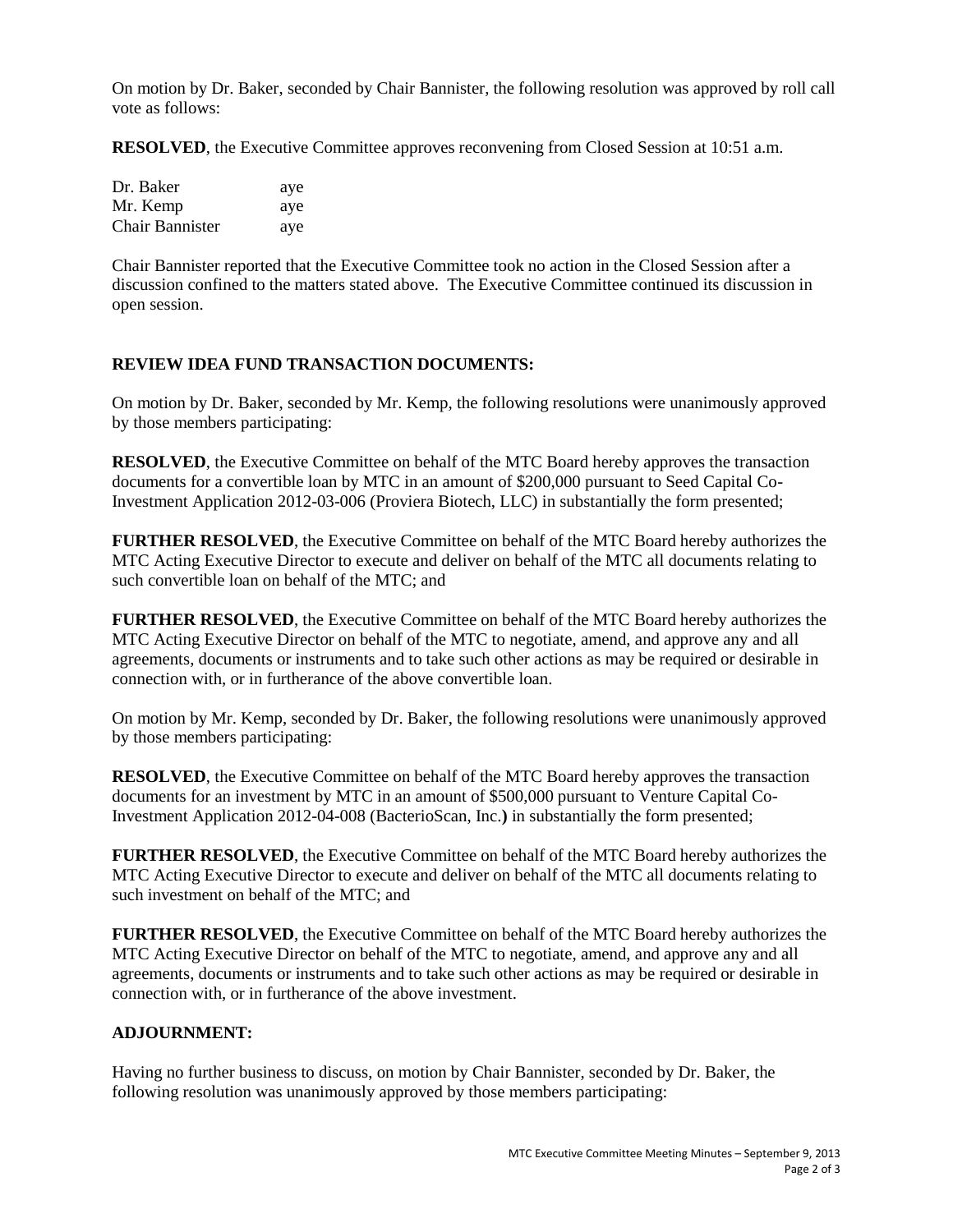On motion by Dr. Baker, seconded by Chair Bannister, the following resolution was approved by roll call vote as follows:

**RESOLVED**, the Executive Committee approves reconvening from Closed Session at 10:51 a.m.

| | |
|---|---|
| Dr. Baker | aye |
| Mr. Kemp | aye |
| Chair Bannister | aye |

Chair Bannister reported that the Executive Committee took no action in the Closed Session after a discussion confined to the matters stated above. The Executive Committee continued its discussion in open session.

**REVIEW IDEA FUND TRANSACTION DOCUMENTS:**

On motion by Dr. Baker, seconded by Mr. Kemp, the following resolutions were unanimously approved by those members participating:

**RESOLVED**, the Executive Committee on behalf of the MTC Board hereby approves the transaction documents for a convertible loan by MTC in an amount of $200,000 pursuant to Seed Capital Co-Investment Application 2012-03-006 (Proviera Biotech, LLC) in substantially the form presented;

**FURTHER RESOLVED**, the Executive Committee on behalf of the MTC Board hereby authorizes the MTC Acting Executive Director to execute and deliver on behalf of the MTC all documents relating to such convertible loan on behalf of the MTC; and

**FURTHER RESOLVED**, the Executive Committee on behalf of the MTC Board hereby authorizes the MTC Acting Executive Director on behalf of the MTC to negotiate, amend, and approve any and all agreements, documents or instruments and to take such other actions as may be required or desirable in connection with, or in furtherance of the above convertible loan.

On motion by Mr. Kemp, seconded by Dr. Baker, the following resolutions were unanimously approved by those members participating:

**RESOLVED**, the Executive Committee on behalf of the MTC Board hereby approves the transaction documents for an investment by MTC in an amount of $500,000 pursuant to Venture Capital Co-Investment Application 2012-04-008 (BacterioScan, Inc.**)** in substantially the form presented;

**FURTHER RESOLVED**, the Executive Committee on behalf of the MTC Board hereby authorizes the MTC Acting Executive Director to execute and deliver on behalf of the MTC all documents relating to such investment on behalf of the MTC; and

**FURTHER RESOLVED**, the Executive Committee on behalf of the MTC Board hereby authorizes the MTC Acting Executive Director on behalf of the MTC to negotiate, amend, and approve any and all agreements, documents or instruments and to take such other actions as may be required or desirable in connection with, or in furtherance of the above investment.

**ADJOURNMENT:**

Having no further business to discuss, on motion by Chair Bannister, seconded by Dr. Baker, the following resolution was unanimously approved by those members participating: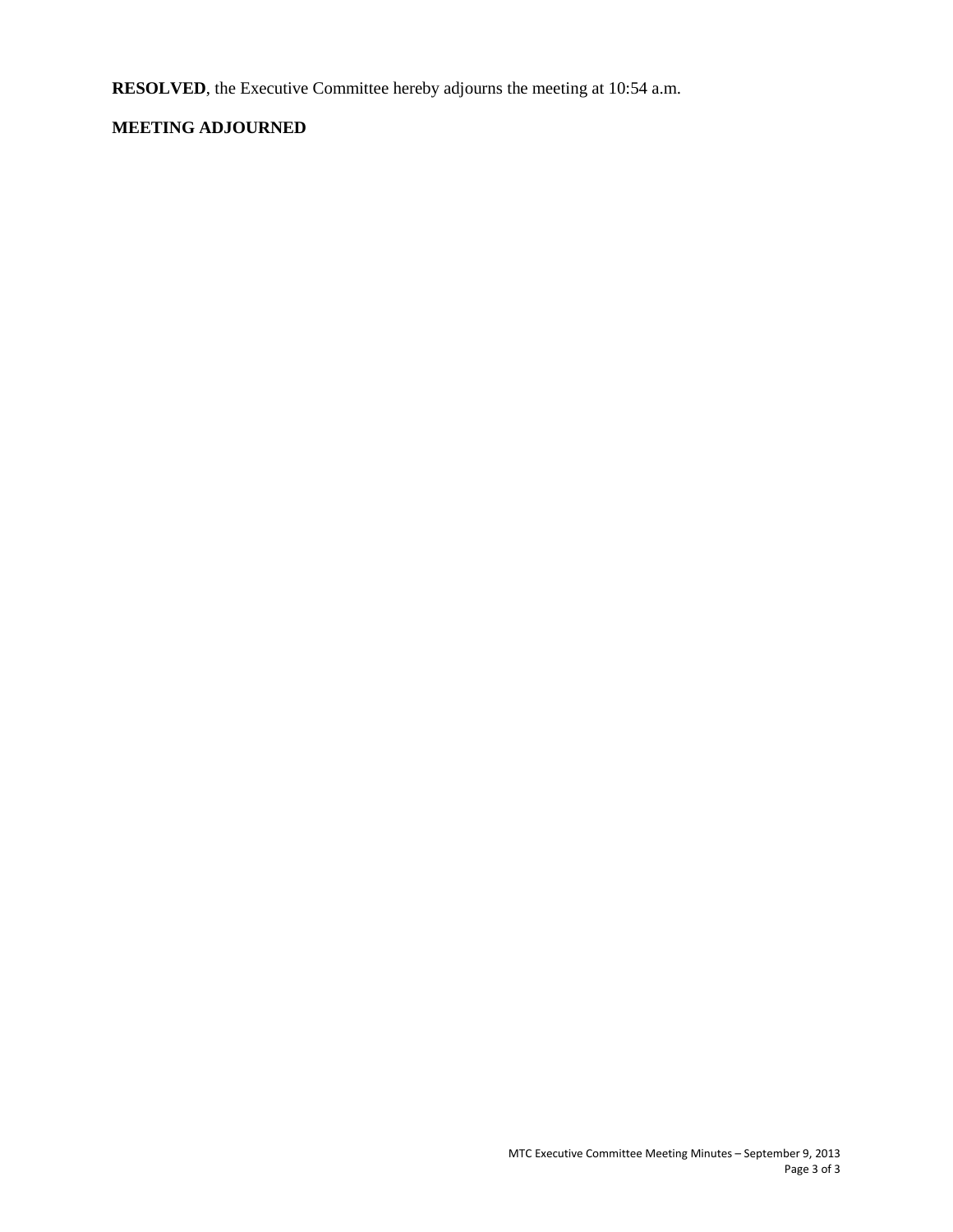**RESOLVED**, the Executive Committee hereby adjourns the meeting at 10:54 a.m.

**MEETING ADJOURNED**